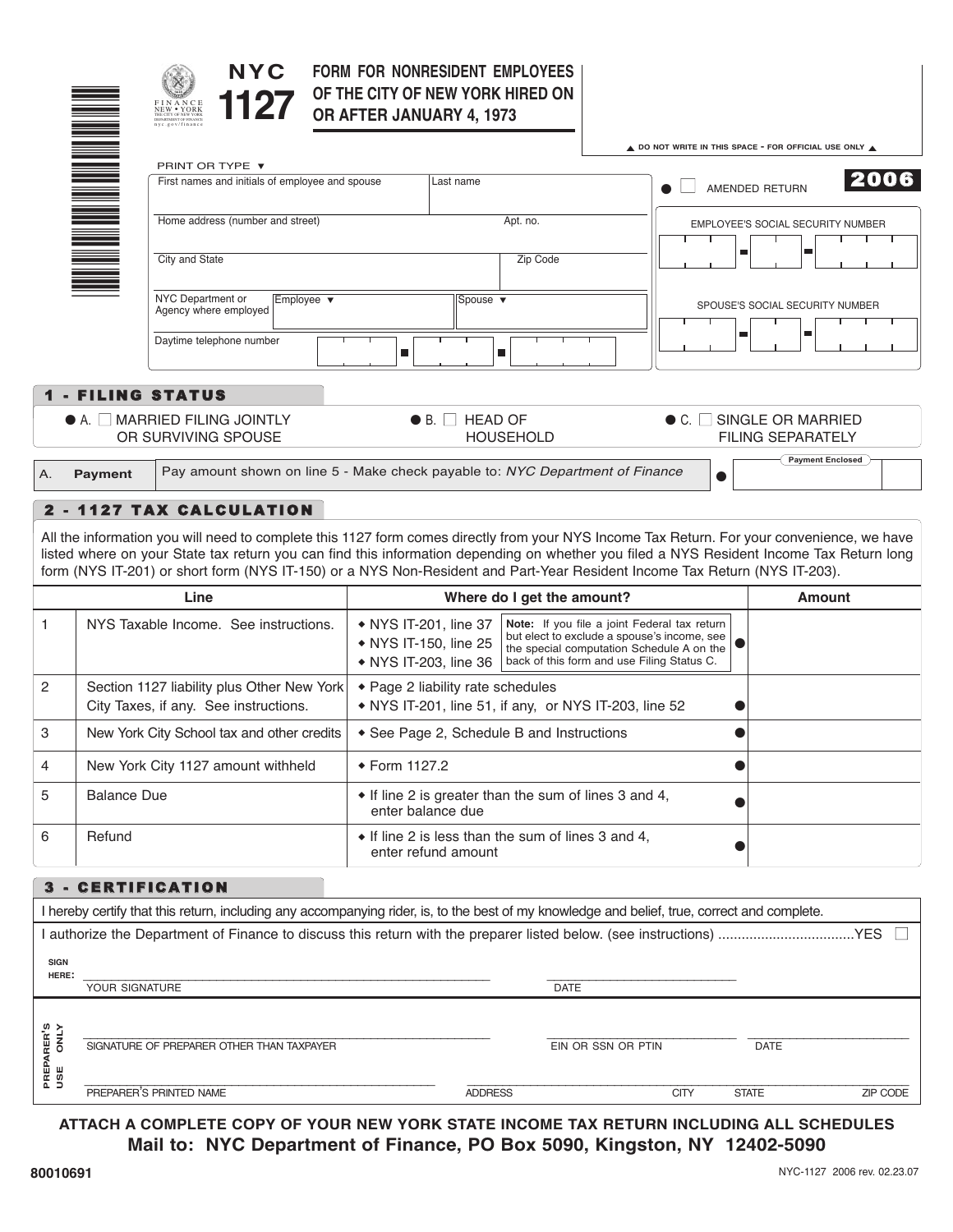# NYC 1127

## FORM FOR NONRESIDENT EMPLOYEES OF THE CITY OF NEW YORK HIRED ON OR AFTER JANUARY 4, 1973

FINANCE NEW • YORK THE CITY OF NEW YORK DEPARTMENT OF FINANCE nyc.gov/finance

▲ DO NOT WRITE IN THIS SPACE - FOR OFFICIAL USE ONLY ▲

**2006**

PRINT OR TYPE ▼

| First names and initials of employee and spouse | Last name |
|---|---|
| | |

| Home address (number and street) | Apt. no. |
|---|---|
| | |

| City and State | Zip Code |
|---|---|
| | |

| NYC Department or Agency where employed | Employee ▼ | Spouse ▼ |
|---|---|---|
| | | |

Daytime telephone number

● ☐ AMENDED RETURN

EMPLOYEE'S SOCIAL SECURITY NUMBER

SPOUSE'S SOCIAL SECURITY NUMBER

## 1 - FILING STATUS

● A. ☐ MARRIED FILING JOINTLY OR SURVIVING SPOUSE

● B. ☐ HEAD OF HOUSEHOLD

● C. ☐ SINGLE OR MARRIED FILING SEPARATELY

| A. | Payment | Pay amount shown on line 5 - Make check payable to: *NYC Department of Finance* | ● | Payment Enclosed |
|---|---|---|---|---|

## 2 - 1127 TAX CALCULATION

All the information you will need to complete this 1127 form comes directly from your NYS Income Tax Return. For your convenience, we have listed where on your State tax return you can find this information depending on whether you filed a NYS Resident Income Tax Return long form (NYS IT-201) or short form (NYS IT-150) or a NYS Non-Resident and Part-Year Resident Income Tax Return (NYS IT-203).

| | Line | Where do I get the amount? | Amount |
|---|---|---|---|
| 1 | NYS Taxable Income. See instructions. | ◆ NYS IT-201, line 37<br>◆ NYS IT-150, line 25<br>◆ NYS IT-203, line 36<br>**Note:** If you file a joint Federal tax return but elect to exclude a spouse's income, see the special computation Schedule A on the back of this form and use Filing Status C. ● | |
| 2 | Section 1127 liability plus Other New York City Taxes, if any. See instructions. | ◆ Page 2 liability rate schedules<br>◆ NYS IT-201, line 51, if any, or NYS IT-203, line 52 ● | |
| 3 | New York City School tax and other credits | ◆ See Page 2, Schedule B and Instructions ● | |
| 4 | New York City 1127 amount withheld | ◆ Form 1127.2 ● | |
| 5 | Balance Due | ◆ If line 2 is greater than the sum of lines 3 and 4, enter balance due ● | |
| 6 | Refund | ◆ If line 2 is less than the sum of lines 3 and 4, enter refund amount ● | |

## 3 - CERTIFICATION

I hereby certify that this return, including any accompanying rider, is, to the best of my knowledge and belief, true, correct and complete.

I authorize the Department of Finance to discuss this return with the preparer listed below. (see instructions) ..................................YES ☐

**SIGN HERE:**

YOUR SIGNATURE _______________ DATE _______________

**PREPARER'S USE ONLY**

SIGNATURE OF PREPARER OTHER THAN TAXPAYER _______________ EIN OR SSN OR PTIN _______________ DATE _______________

PREPARER'S PRINTED NAME _______________ ADDRESS _______________ CITY _______________ STATE _______________ ZIP CODE _______________

**ATTACH A COMPLETE COPY OF YOUR NEW YORK STATE INCOME TAX RETURN INCLUDING ALL SCHEDULES**

**Mail to: NYC Department of Finance, PO Box 5090, Kingston, NY 12402-5090**

**80010691**

NYC-1127 2006 rev. 02.23.07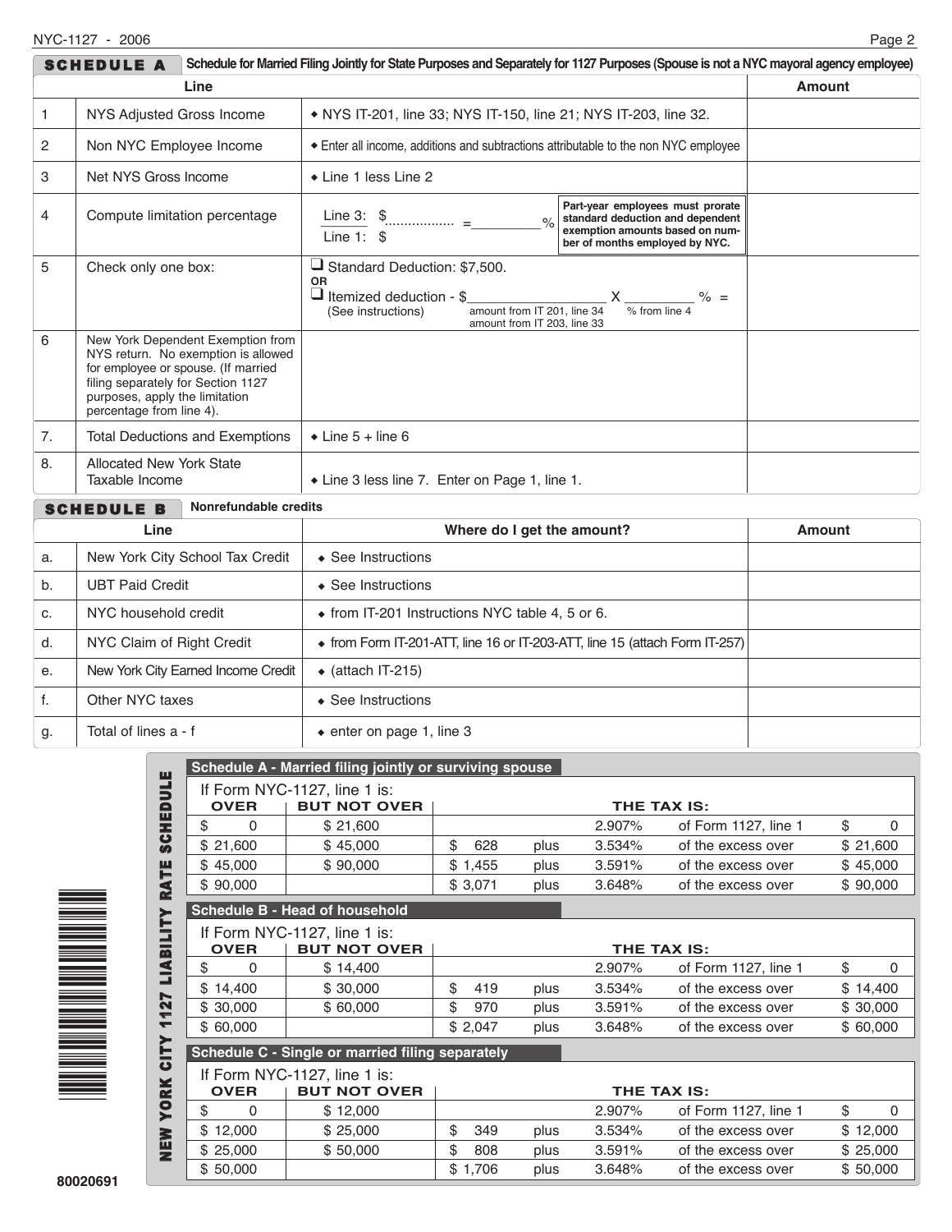## SCHEDULE A — Schedule for Married Filing Jointly for State Purposes and Separately for 1127 Purposes (Spouse is not a NYC mayoral agency employee)

| | Line | | Amount |
|---|---|---|---|
| 1 | NYS Adjusted Gross Income | ◆ NYS IT-201, line 33; NYS IT-150, line 21; NYS IT-203, line 32. | |
| 2 | Non NYC Employee Income | ◆ Enter all income, additions and subtractions attributable to the non NYC employee | |
| 3 | Net NYS Gross Income | ◆ Line 1 less Line 2 | |
| 4 | Compute limitation percentage | Line 3: $.................. / Line 1: $ = _________% **Part-year employees must prorate standard deduction and dependent exemption amounts based on number of months employed by NYC.** | |
| 5 | Check only one box: | ❑ Standard Deduction: $7,500. **OR** ❑ Itemized deduction - $_________________ (amount from IT 201, line 34 / amount from IT 203, line 33) X ________ % (% from line 4) = (See instructions) | |
| 6 | New York Dependent Exemption from NYS return. No exemption is allowed for employee or spouse. (If married filing separately for Section 1127 purposes, apply the limitation percentage from line 4). | | |
| 7. | Total Deductions and Exemptions | ◆ Line 5 + line 6 | |
| 8. | Allocated New York State Taxable Income | ◆ Line 3 less line 7. Enter on Page 1, line 1. | |

## SCHEDULE B — Nonrefundable credits

| | Line | Where do I get the amount? | Amount |
|---|---|---|---|
| a. | New York City School Tax Credit | ◆ See Instructions | |
| b. | UBT Paid Credit | ◆ See Instructions | |
| c. | NYC household credit | ◆ from IT-201 Instructions NYC table 4, 5 or 6. | |
| d. | NYC Claim of Right Credit | ◆ from Form IT-201-ATT, line 16 or IT-203-ATT, line 15 (attach Form IT-257) | |
| e. | New York City Earned Income Credit | ◆ (attach IT-215) | |
| f. | Other NYC taxes | ◆ See Instructions | |
| g. | Total of lines a - f | ◆ enter on page 1, line 3 | |

## NEW YORK CITY 1127 LIABILITY RATE SCHEDULE

### Schedule A - Married filing jointly or surviving spouse

If Form NYC-1127, line 1 is:

| OVER | BUT NOT OVER | THE TAX IS: | | | | |
|---|---|---|---|---|---|---|
| $ 0 | $ 21,600 | | | 2.907% | of Form 1127, line 1 | $ 0 |
| $ 21,600 | $ 45,000 | $ 628 | plus | 3.534% | of the excess over | $ 21,600 |
| $ 45,000 | $ 90,000 | $ 1,455 | plus | 3.591% | of the excess over | $ 45,000 |
| $ 90,000 | | $ 3,071 | plus | 3.648% | of the excess over | $ 90,000 |

### Schedule B - Head of household

If Form NYC-1127, line 1 is:

| OVER | BUT NOT OVER | THE TAX IS: | | | | |
|---|---|---|---|---|---|---|
| $ 0 | $ 14,400 | | | 2.907% | of Form 1127, line 1 | $ 0 |
| $ 14,400 | $ 30,000 | $ 419 | plus | 3.534% | of the excess over | $ 14,400 |
| $ 30,000 | $ 60,000 | $ 970 | plus | 3.591% | of the excess over | $ 30,000 |
| $ 60,000 | | $ 2,047 | plus | 3.648% | of the excess over | $ 60,000 |

### Schedule C - Single or married filing separately

If Form NYC-1127, line 1 is:

| OVER | BUT NOT OVER | THE TAX IS: | | | | |
|---|---|---|---|---|---|---|
| $ 0 | $ 12,000 | | | 2.907% | of Form 1127, line 1 | $ 0 |
| $ 12,000 | $ 25,000 | $ 349 | plus | 3.534% | of the excess over | $ 12,000 |
| $ 25,000 | $ 50,000 | $ 808 | plus | 3.591% | of the excess over | $ 25,000 |
| $ 50,000 | | $ 1,706 | plus | 3.648% | of the excess over | $ 50,000 |

80020691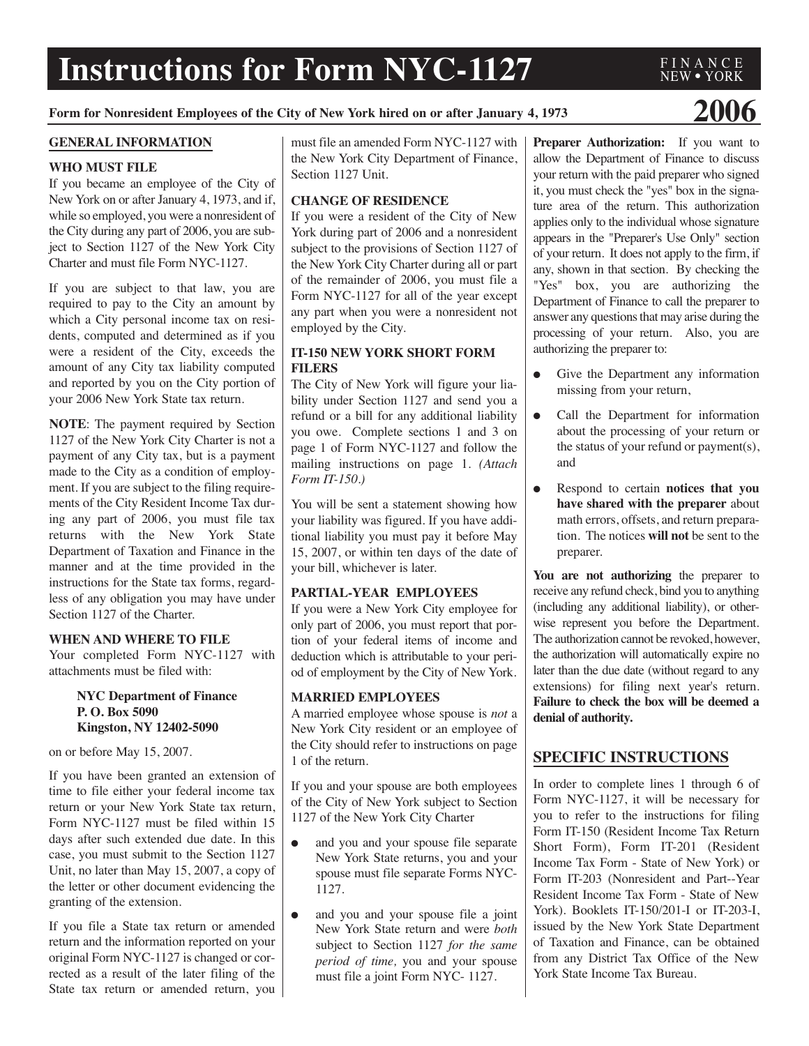# Instructions for Form NYC-1127

FINANCE NEW • YORK

**Form for Nonresident Employees of the City of New York hired on or after January 4, 1973** **2006**

## GENERAL INFORMATION

### WHO MUST FILE

If you became an employee of the City of New York on or after January 4, 1973, and if, while so employed, you were a nonresident of the City during any part of 2006, you are subject to Section 1127 of the New York City Charter and must file Form NYC-1127.

If you are subject to that law, you are required to pay to the City an amount by which a City personal income tax on residents, computed and determined as if you were a resident of the City, exceeds the amount of any City tax liability computed and reported by you on the City portion of your 2006 New York State tax return.

**NOTE**: The payment required by Section 1127 of the New York City Charter is not a payment of any City tax, but is a payment made to the City as a condition of employment. If you are subject to the filing requirements of the City Resident Income Tax during any part of 2006, you must file tax returns with the New York State Department of Taxation and Finance in the manner and at the time provided in the instructions for the State tax forms, regardless of any obligation you may have under Section 1127 of the Charter.

### WHEN AND WHERE TO FILE

Your completed Form NYC-1127 with attachments must be filed with:

> **NYC Department of Finance**
> **P. O. Box 5090**
> **Kingston, NY 12402-5090**

on or before May 15, 2007.

If you have been granted an extension of time to file either your federal income tax return or your New York State tax return, Form NYC-1127 must be filed within 15 days after such extended due date. In this case, you must submit to the Section 1127 Unit, no later than May 15, 2007, a copy of the letter or other document evidencing the granting of the extension.

If you file a State tax return or amended return and the information reported on your original Form NYC-1127 is changed or corrected as a result of the later filing of the State tax return or amended return, you must file an amended Form NYC-1127 with the New York City Department of Finance, Section 1127 Unit.

### CHANGE OF RESIDENCE

If you were a resident of the City of New York during part of 2006 and a nonresident subject to the provisions of Section 1127 of the New York City Charter during all or part of the remainder of 2006, you must file a Form NYC-1127 for all of the year except any part when you were a nonresident not employed by the City.

### IT-150 NEW YORK SHORT FORM FILERS

The City of New York will figure your liability under Section 1127 and send you a refund or a bill for any additional liability you owe. Complete sections 1 and 3 on page 1 of Form NYC-1127 and follow the mailing instructions on page 1. *(Attach Form IT-150.)*

You will be sent a statement showing how your liability was figured. If you have additional liability you must pay it before May 15, 2007, or within ten days of the date of your bill, whichever is later.

### PARTIAL-YEAR EMPLOYEES

If you were a New York City employee for only part of 2006, you must report that portion of your federal items of income and deduction which is attributable to your period of employment by the City of New York.

### MARRIED EMPLOYEES

A married employee whose spouse is *not* a New York City resident or an employee of the City should refer to instructions on page 1 of the return.

If you and your spouse are both employees of the City of New York subject to Section 1127 of the New York City Charter

- and you and your spouse file separate New York State returns, you and your spouse must file separate Forms NYC-1127.
- and you and your spouse file a joint New York State return and were *both* subject to Section 1127 *for the same period of time,* you and your spouse must file a joint Form NYC- 1127.

**Preparer Authorization:** If you want to allow the Department of Finance to discuss your return with the paid preparer who signed it, you must check the "yes" box in the signature area of the return. This authorization applies only to the individual whose signature appears in the "Preparer's Use Only" section of your return. It does not apply to the firm, if any, shown in that section. By checking the "Yes" box, you are authorizing the Department of Finance to call the preparer to answer any questions that may arise during the processing of your return. Also, you are authorizing the preparer to:

- Give the Department any information missing from your return,
- Call the Department for information about the processing of your return or the status of your refund or payment(s), and
- Respond to certain **notices that you have shared with the preparer** about math errors, offsets, and return preparation. The notices **will not** be sent to the preparer.

**You are not authorizing** the preparer to receive any refund check, bind you to anything (including any additional liability), or otherwise represent you before the Department. The authorization cannot be revoked, however, the authorization will automatically expire no later than the due date (without regard to any extensions) for filing next year's return. **Failure to check the box will be deemed a denial of authority.**

## SPECIFIC INSTRUCTIONS

In order to complete lines 1 through 6 of Form NYC-1127, it will be necessary for you to refer to the instructions for filing Form IT-150 (Resident Income Tax Return Short Form), Form IT-201 (Resident Income Tax Form - State of New York) or Form IT-203 (Nonresident and Part--Year Resident Income Tax Form - State of New York). Booklets IT-150/201-I or IT-203-I, issued by the New York State Department of Taxation and Finance, can be obtained from any District Tax Office of the New York State Income Tax Bureau.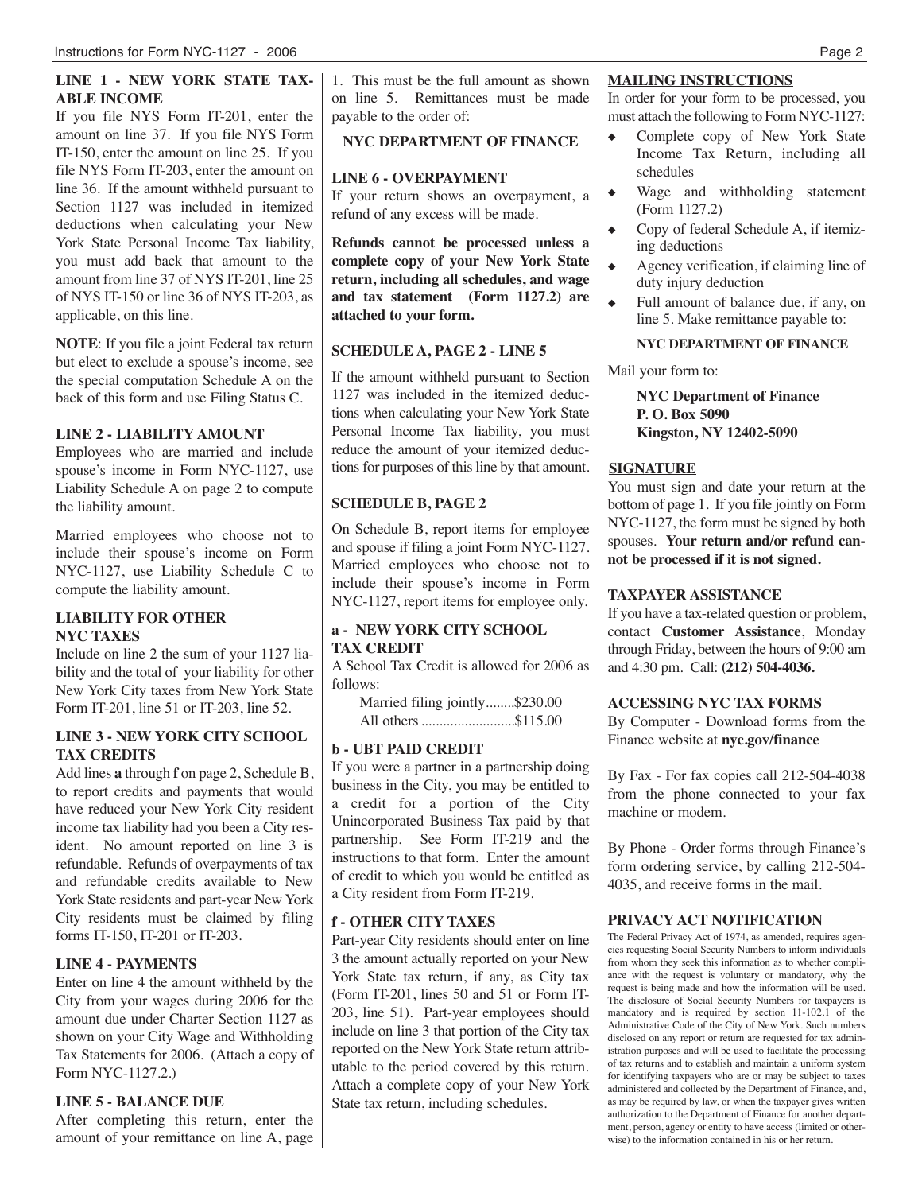### LINE 1 - NEW YORK STATE TAXABLE INCOME

If you file NYS Form IT-201, enter the amount on line 37. If you file NYS Form IT-150, enter the amount on line 25. If you file NYS Form IT-203, enter the amount on line 36. If the amount withheld pursuant to Section 1127 was included in itemized deductions when calculating your New York State Personal Income Tax liability, you must add back that amount to the amount from line 37 of NYS IT-201, line 25 of NYS IT-150 or line 36 of NYS IT-203, as applicable, on this line.

**NOTE**: If you file a joint Federal tax return but elect to exclude a spouse's income, see the special computation Schedule A on the back of this form and use Filing Status C.

### LINE 2 - LIABILITY AMOUNT

Employees who are married and include spouse's income in Form NYC-1127, use Liability Schedule A on page 2 to compute the liability amount.

Married employees who choose not to include their spouse's income on Form NYC-1127, use Liability Schedule C to compute the liability amount.

### LIABILITY FOR OTHER NYC TAXES

Include on line 2 the sum of your 1127 liability and the total of your liability for other New York City taxes from New York State Form IT-201, line 51 or IT-203, line 52.

### LINE 3 - NEW YORK CITY SCHOOL TAX CREDITS

Add lines **a** through **f** on page 2, Schedule B, to report credits and payments that would have reduced your New York City resident income tax liability had you been a City resident. No amount reported on line 3 is refundable. Refunds of overpayments of tax and refundable credits available to New York State residents and part-year New York City residents must be claimed by filing forms IT-150, IT-201 or IT-203.

### LINE 4 - PAYMENTS

Enter on line 4 the amount withheld by the City from your wages during 2006 for the amount due under Charter Section 1127 as shown on your City Wage and Withholding Tax Statements for 2006. (Attach a copy of Form NYC-1127.2.)

### LINE 5 - BALANCE DUE

After completing this return, enter the amount of your remittance on line A, page 1. This must be the full amount as shown on line 5. Remittances must be made payable to the order of:

**NYC DEPARTMENT OF FINANCE**

### LINE 6 - OVERPAYMENT

If your return shows an overpayment, a refund of any excess will be made.

**Refunds cannot be processed unless a complete copy of your New York State return, including all schedules, and wage and tax statement (Form 1127.2) are attached to your form.**

### SCHEDULE A, PAGE 2 - LINE 5

If the amount withheld pursuant to Section 1127 was included in the itemized deductions when calculating your New York State Personal Income Tax liability, you must reduce the amount of your itemized deductions for purposes of this line by that amount.

### SCHEDULE B, PAGE 2

On Schedule B, report items for employee and spouse if filing a joint Form NYC-1127. Married employees who choose not to include their spouse's income in Form NYC-1127, report items for employee only.

### a - NEW YORK CITY SCHOOL TAX CREDIT

A School Tax Credit is allowed for 2006 as follows:

Married filing jointly........$230.00
All others ..........................$115.00

### b - UBT PAID CREDIT

If you were a partner in a partnership doing business in the City, you may be entitled to a credit for a portion of the City Unincorporated Business Tax paid by that partnership. See Form IT-219 and the instructions to that form. Enter the amount of credit to which you would be entitled as a City resident from Form IT-219.

### f - OTHER CITY TAXES

Part-year City residents should enter on line 3 the amount actually reported on your New York State tax return, if any, as City tax (Form IT-201, lines 50 and 51 or Form IT-203, line 51). Part-year employees should include on line 3 that portion of the City tax reported on the New York State return attributable to the period covered by this return. Attach a complete copy of your New York State tax return, including schedules.

### MAILING INSTRUCTIONS

In order for your form to be processed, you must attach the following to Form NYC-1127:

- Complete copy of New York State Income Tax Return, including all schedules
- Wage and withholding statement (Form 1127.2)
- Copy of federal Schedule A, if itemizing deductions
- Agency verification, if claiming line of duty injury deduction
- Full amount of balance due, if any, on line 5. Make remittance payable to:

**NYC DEPARTMENT OF FINANCE**

Mail your form to:

**NYC Department of Finance**
**P. O. Box 5090**
**Kingston, NY 12402-5090**

### SIGNATURE

You must sign and date your return at the bottom of page 1. If you file jointly on Form NYC-1127, the form must be signed by both spouses. **Your return and/or refund cannot be processed if it is not signed.**

### TAXPAYER ASSISTANCE

If you have a tax-related question or problem, contact **Customer Assistance**, Monday through Friday, between the hours of 9:00 am and 4:30 pm. Call: **(212) 504-4036.**

### ACCESSING NYC TAX FORMS

By Computer - Download forms from the Finance website at **nyc.gov/finance**

By Fax - For fax copies call 212-504-4038 from the phone connected to your fax machine or modem.

By Phone - Order forms through Finance's form ordering service, by calling 212-504-4035, and receive forms in the mail.

### PRIVACY ACT NOTIFICATION

The Federal Privacy Act of 1974, as amended, requires agencies requesting Social Security Numbers to inform individuals from whom they seek this information as to whether compliance with the request is voluntary or mandatory, why the request is being made and how the information will be used. The disclosure of Social Security Numbers for taxpayers is mandatory and is required by section 11-102.1 of the Administrative Code of the City of New York. Such numbers disclosed on any report or return are requested for tax administration purposes and will be used to facilitate the processing of tax returns and to establish and maintain a uniform system for identifying taxpayers who are or may be subject to taxes administered and collected by the Department of Finance, and, as may be required by law, or when the taxpayer gives written authorization to the Department of Finance for another department, person, agency or entity to have access (limited or otherwise) to the information contained in his or her return.